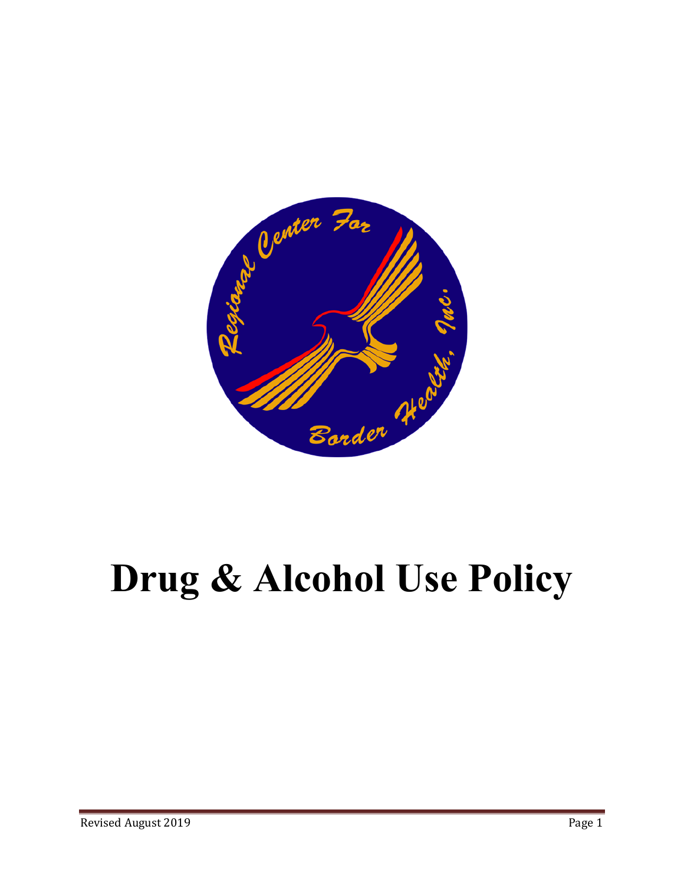# Drug & Alcohol Use Policy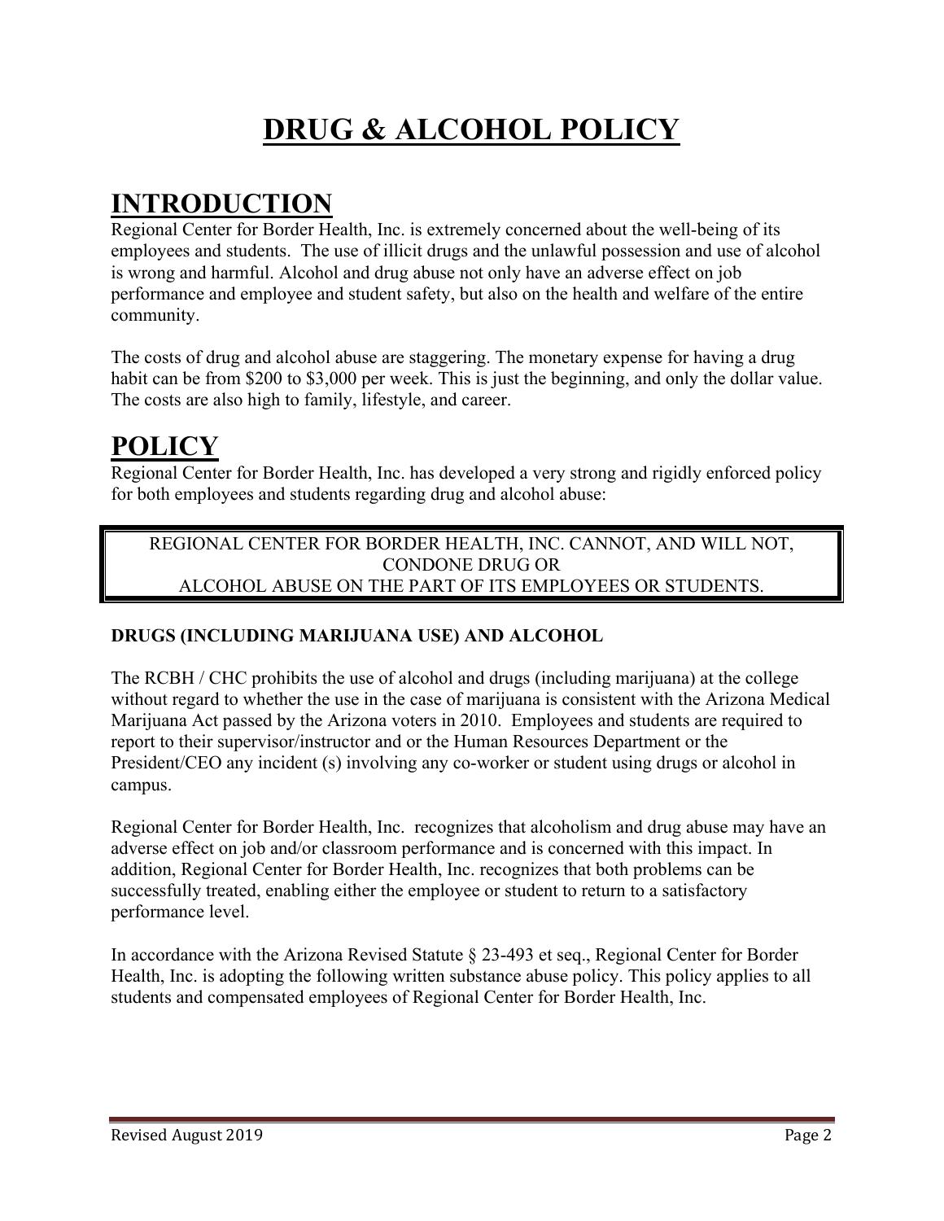# DRUG & ALCOHOL POLICY

## INTRODUCTION

Regional Center for Border Health, Inc. is extremely concerned about the well-being of its employees and students. The use of illicit drugs and the unlawful possession and use of alcohol is wrong and harmful. Alcohol and drug abuse not only have an adverse effect on job performance and employee and student safety, but also on the health and welfare of the entire community.

The costs of drug and alcohol abuse are staggering. The monetary expense for having a drug habit can be from $200 to $3,000 per week. This is just the beginning, and only the dollar value. The costs are also high to family, lifestyle, and career.

## POLICY

Regional Center for Border Health, Inc. has developed a very strong and rigidly enforced policy for both employees and students regarding drug and alcohol abuse:

REGIONAL CENTER FOR BORDER HEALTH, INC. CANNOT, AND WILL NOT, CONDONE DRUG OR ALCOHOL ABUSE ON THE PART OF ITS EMPLOYEES OR STUDENTS.

**DRUGS (INCLUDING MARIJUANA USE) AND ALCOHOL**

The RCBH / CHC prohibits the use of alcohol and drugs (including marijuana) at the college without regard to whether the use in the case of marijuana is consistent with the Arizona Medical Marijuana Act passed by the Arizona voters in 2010. Employees and students are required to report to their supervisor/instructor and or the Human Resources Department or the President/CEO any incident (s) involving any co-worker or student using drugs or alcohol in campus.

Regional Center for Border Health, Inc. recognizes that alcoholism and drug abuse may have an adverse effect on job and/or classroom performance and is concerned with this impact. In addition, Regional Center for Border Health, Inc. recognizes that both problems can be successfully treated, enabling either the employee or student to return to a satisfactory performance level.

In accordance with the Arizona Revised Statute § 23-493 et seq., Regional Center for Border Health, Inc. is adopting the following written substance abuse policy. This policy applies to all students and compensated employees of Regional Center for Border Health, Inc.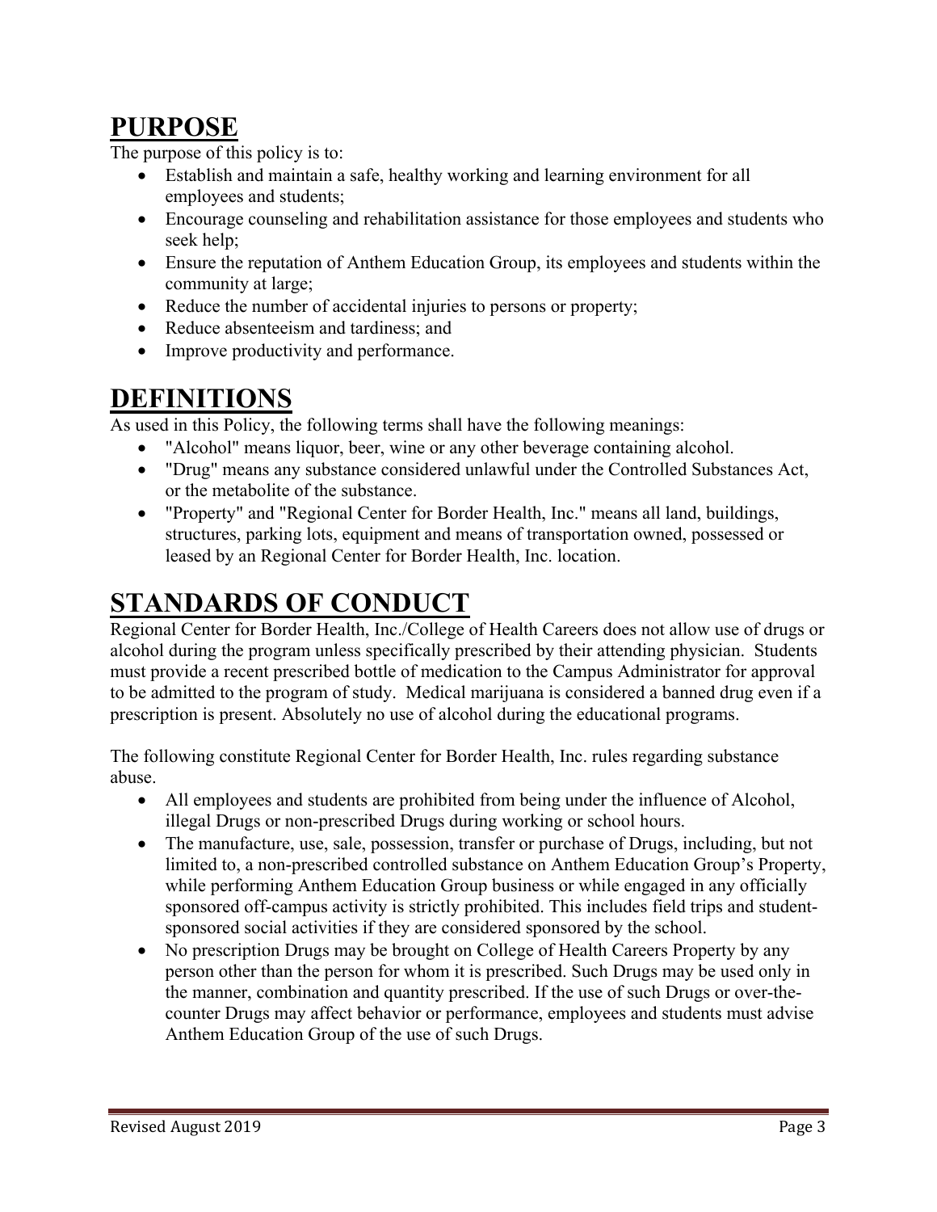# PURPOSE

The purpose of this policy is to:

- Establish and maintain a safe, healthy working and learning environment for all employees and students;
- Encourage counseling and rehabilitation assistance for those employees and students who seek help;
- Ensure the reputation of Anthem Education Group, its employees and students within the community at large;
- Reduce the number of accidental injuries to persons or property;
- Reduce absenteeism and tardiness; and
- Improve productivity and performance.

# DEFINITIONS

As used in this Policy, the following terms shall have the following meanings:

- "Alcohol" means liquor, beer, wine or any other beverage containing alcohol.
- "Drug" means any substance considered unlawful under the Controlled Substances Act, or the metabolite of the substance.
- "Property" and "Regional Center for Border Health, Inc." means all land, buildings, structures, parking lots, equipment and means of transportation owned, possessed or leased by an Regional Center for Border Health, Inc. location.

# STANDARDS OF CONDUCT

Regional Center for Border Health, Inc./College of Health Careers does not allow use of drugs or alcohol during the program unless specifically prescribed by their attending physician. Students must provide a recent prescribed bottle of medication to the Campus Administrator for approval to be admitted to the program of study. Medical marijuana is considered a banned drug even if a prescription is present. Absolutely no use of alcohol during the educational programs.

The following constitute Regional Center for Border Health, Inc. rules regarding substance abuse.

- All employees and students are prohibited from being under the influence of Alcohol, illegal Drugs or non-prescribed Drugs during working or school hours.
- The manufacture, use, sale, possession, transfer or purchase of Drugs, including, but not limited to, a non-prescribed controlled substance on Anthem Education Group's Property, while performing Anthem Education Group business or while engaged in any officially sponsored off-campus activity is strictly prohibited. This includes field trips and student-sponsored social activities if they are considered sponsored by the school.
- No prescription Drugs may be brought on College of Health Careers Property by any person other than the person for whom it is prescribed. Such Drugs may be used only in the manner, combination and quantity prescribed. If the use of such Drugs or over-the-counter Drugs may affect behavior or performance, employees and students must advise Anthem Education Group of the use of such Drugs.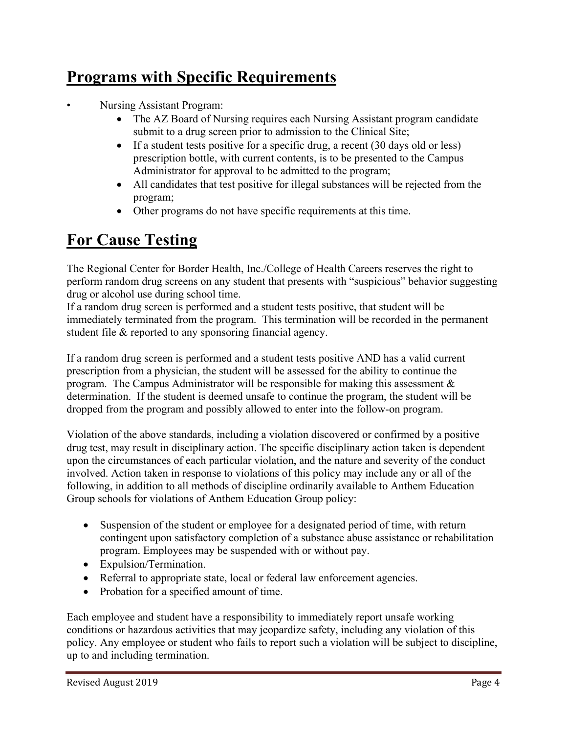## Programs with Specific Requirements

- Nursing Assistant Program:
  - The AZ Board of Nursing requires each Nursing Assistant program candidate submit to a drug screen prior to admission to the Clinical Site;
  - If a student tests positive for a specific drug, a recent (30 days old or less) prescription bottle, with current contents, is to be presented to the Campus Administrator for approval to be admitted to the program;
  - All candidates that test positive for illegal substances will be rejected from the program;
  - Other programs do not have specific requirements at this time.

## For Cause Testing

The Regional Center for Border Health, Inc./College of Health Careers reserves the right to perform random drug screens on any student that presents with "suspicious" behavior suggesting drug or alcohol use during school time.
If a random drug screen is performed and a student tests positive, that student will be immediately terminated from the program. This termination will be recorded in the permanent student file & reported to any sponsoring financial agency.

If a random drug screen is performed and a student tests positive AND has a valid current prescription from a physician, the student will be assessed for the ability to continue the program. The Campus Administrator will be responsible for making this assessment & determination. If the student is deemed unsafe to continue the program, the student will be dropped from the program and possibly allowed to enter into the follow-on program.

Violation of the above standards, including a violation discovered or confirmed by a positive drug test, may result in disciplinary action. The specific disciplinary action taken is dependent upon the circumstances of each particular violation, and the nature and severity of the conduct involved. Action taken in response to violations of this policy may include any or all of the following, in addition to all methods of discipline ordinarily available to Anthem Education Group schools for violations of Anthem Education Group policy:

- Suspension of the student or employee for a designated period of time, with return contingent upon satisfactory completion of a substance abuse assistance or rehabilitation program. Employees may be suspended with or without pay.
- Expulsion/Termination.
- Referral to appropriate state, local or federal law enforcement agencies.
- Probation for a specified amount of time.

Each employee and student have a responsibility to immediately report unsafe working conditions or hazardous activities that may jeopardize safety, including any violation of this policy. Any employee or student who fails to report such a violation will be subject to discipline, up to and including termination.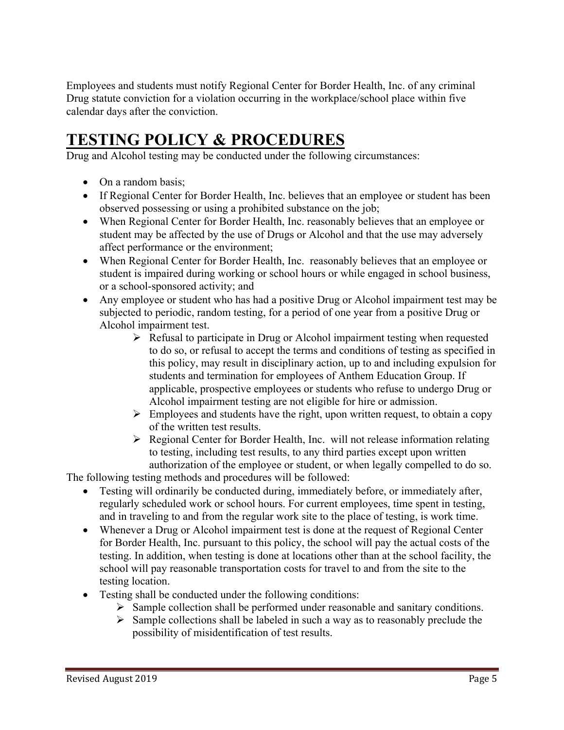Employees and students must notify Regional Center for Border Health, Inc. of any criminal Drug statute conviction for a violation occurring in the workplace/school place within five calendar days after the conviction.

# TESTING POLICY & PROCEDURES

Drug and Alcohol testing may be conducted under the following circumstances:

- On a random basis;
- If Regional Center for Border Health, Inc. believes that an employee or student has been observed possessing or using a prohibited substance on the job;
- When Regional Center for Border Health, Inc. reasonably believes that an employee or student may be affected by the use of Drugs or Alcohol and that the use may adversely affect performance or the environment;
- When Regional Center for Border Health, Inc. reasonably believes that an employee or student is impaired during working or school hours or while engaged in school business, or a school-sponsored activity; and
- Any employee or student who has had a positive Drug or Alcohol impairment test may be subjected to periodic, random testing, for a period of one year from a positive Drug or Alcohol impairment test.
    - Refusal to participate in Drug or Alcohol impairment testing when requested to do so, or refusal to accept the terms and conditions of testing as specified in this policy, may result in disciplinary action, up to and including expulsion for students and termination for employees of Anthem Education Group. If applicable, prospective employees or students who refuse to undergo Drug or Alcohol impairment testing are not eligible for hire or admission.
    - Employees and students have the right, upon written request, to obtain a copy of the written test results.
    - Regional Center for Border Health, Inc. will not release information relating to testing, including test results, to any third parties except upon written authorization of the employee or student, or when legally compelled to do so.

The following testing methods and procedures will be followed:

- Testing will ordinarily be conducted during, immediately before, or immediately after, regularly scheduled work or school hours. For current employees, time spent in testing, and in traveling to and from the regular work site to the place of testing, is work time.
- Whenever a Drug or Alcohol impairment test is done at the request of Regional Center for Border Health, Inc. pursuant to this policy, the school will pay the actual costs of the testing. In addition, when testing is done at locations other than at the school facility, the school will pay reasonable transportation costs for travel to and from the site to the testing location.
- Testing shall be conducted under the following conditions:
    - Sample collection shall be performed under reasonable and sanitary conditions.
    - Sample collections shall be labeled in such a way as to reasonably preclude the possibility of misidentification of test results.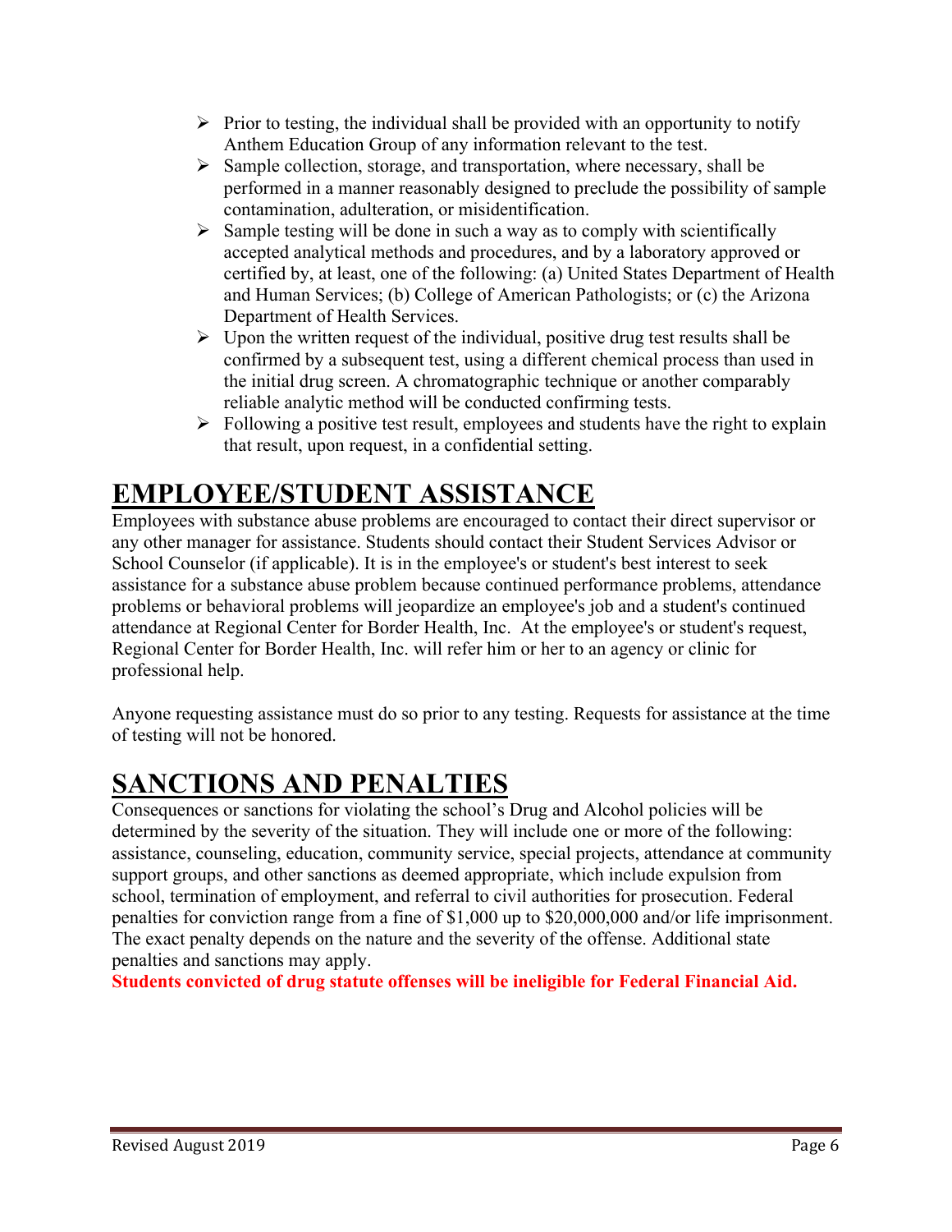- Prior to testing, the individual shall be provided with an opportunity to notify Anthem Education Group of any information relevant to the test.
- Sample collection, storage, and transportation, where necessary, shall be performed in a manner reasonably designed to preclude the possibility of sample contamination, adulteration, or misidentification.
- Sample testing will be done in such a way as to comply with scientifically accepted analytical methods and procedures, and by a laboratory approved or certified by, at least, one of the following: (a) United States Department of Health and Human Services; (b) College of American Pathologists; or (c) the Arizona Department of Health Services.
- Upon the written request of the individual, positive drug test results shall be confirmed by a subsequent test, using a different chemical process than used in the initial drug screen. A chromatographic technique or another comparably reliable analytic method will be conducted confirming tests.
- Following a positive test result, employees and students have the right to explain that result, upon request, in a confidential setting.

# EMPLOYEE/STUDENT ASSISTANCE

Employees with substance abuse problems are encouraged to contact their direct supervisor or any other manager for assistance. Students should contact their Student Services Advisor or School Counselor (if applicable). It is in the employee's or student's best interest to seek assistance for a substance abuse problem because continued performance problems, attendance problems or behavioral problems will jeopardize an employee's job and a student's continued attendance at Regional Center for Border Health, Inc. At the employee's or student's request, Regional Center for Border Health, Inc. will refer him or her to an agency or clinic for professional help.

Anyone requesting assistance must do so prior to any testing. Requests for assistance at the time of testing will not be honored.

# SANCTIONS AND PENALTIES

Consequences or sanctions for violating the school's Drug and Alcohol policies will be determined by the severity of the situation. They will include one or more of the following: assistance, counseling, education, community service, special projects, attendance at community support groups, and other sanctions as deemed appropriate, which include expulsion from school, termination of employment, and referral to civil authorities for prosecution. Federal penalties for conviction range from a fine of $1,000 up to $20,000,000 and/or life imprisonment. The exact penalty depends on the nature and the severity of the offense. Additional state penalties and sanctions may apply.

**Students convicted of drug statute offenses will be ineligible for Federal Financial Aid.**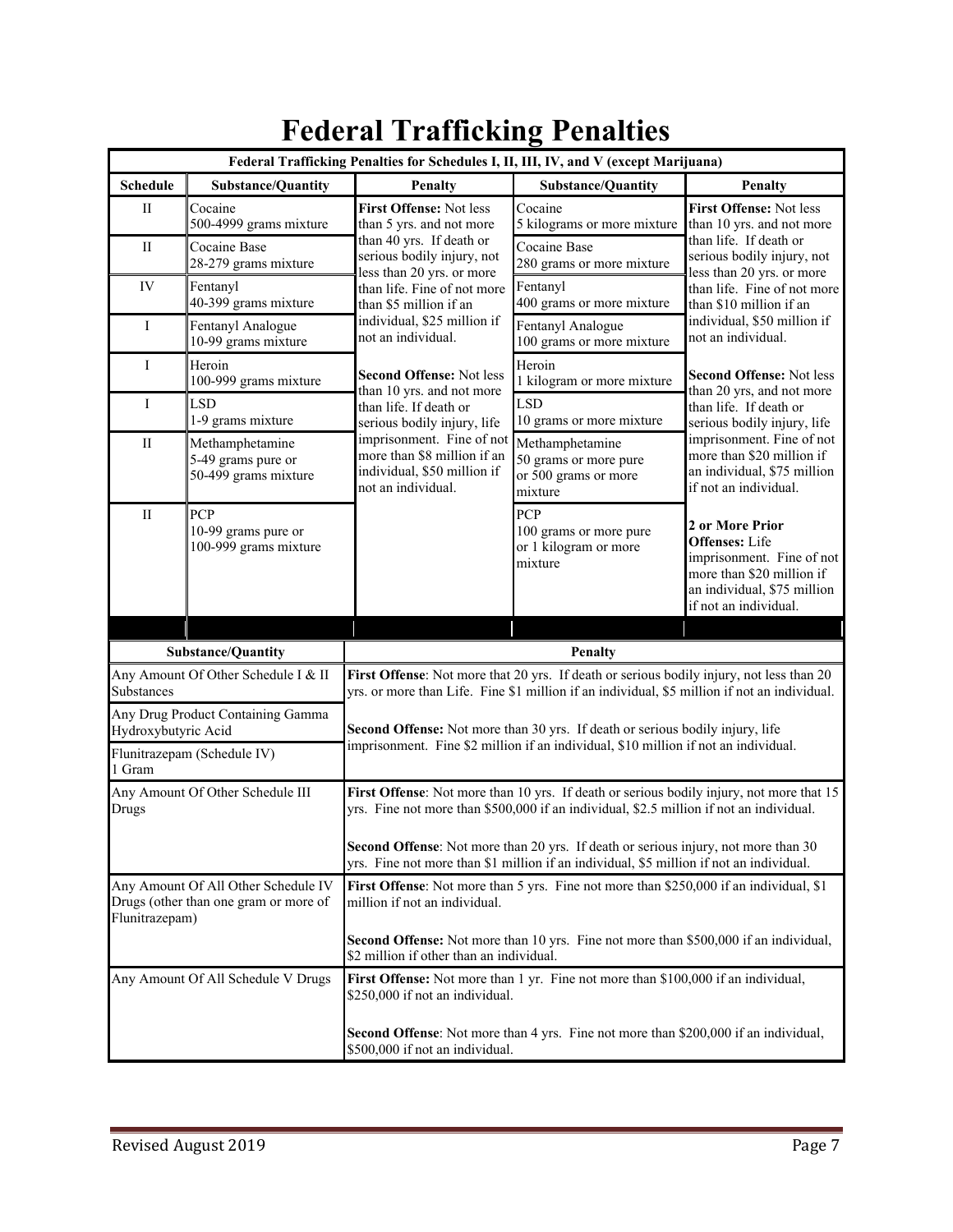# Federal Trafficking Penalties

**Federal Trafficking Penalties for Schedules I, II, III, IV, and V (except Marijuana)**

| Schedule | Substance/Quantity | Penalty | Substance/Quantity | Penalty |
|---|---|---|---|---|
| II | Cocaine 500-4999 grams mixture | **First Offense:** Not less than 5 yrs. and not more than 40 yrs. If death or serious bodily injury, not less than 20 yrs. or more than life. Fine of not more than $5 million if an individual, $25 million if not an individual.<br><br>**Second Offense:** Not less than 10 yrs. and not more than life. If death or serious bodily injury, life imprisonment. Fine of not more than $8 million if an individual, $50 million if not an individual. | Cocaine 5 kilograms or more mixture | **First Offense:** Not less than 10 yrs. and not more than life. If death or serious bodily injury, not less than 20 yrs. or more than life. Fine of not more than $10 million if an individual, $50 million if not an individual.<br><br>**Second Offense:** Not less than 20 yrs, and not more than life. If death or serious bodily injury, life imprisonment. Fine of not more than $20 million if an individual, $75 million if not an individual.<br><br>**2 or More Prior Offenses:** Life imprisonment. Fine of not more than $20 million if an individual, $75 million if not an individual. |
| II | Cocaine Base 28-279 grams mixture | | Cocaine Base 280 grams or more mixture | |
| IV | Fentanyl 40-399 grams mixture | | Fentanyl 400 grams or more mixture | |
| I | Fentanyl Analogue 10-99 grams mixture | | Fentanyl Analogue 100 grams or more mixture | |
| I | Heroin 100-999 grams mixture | | Heroin 1 kilogram or more mixture | |
| I | LSD 1-9 grams mixture | | LSD 10 grams or more mixture | |
| II | Methamphetamine 5-49 grams pure or 50-499 grams mixture | | Methamphetamine 50 grams or more pure or 500 grams or more mixture | |
| II | PCP 10-99 grams pure or 100-999 grams mixture | | PCP 100 grams or more pure or 1 kilogram or more mixture | |

| Substance/Quantity | Penalty |
|---|---|
| Any Amount Of Other Schedule I & II Substances<br><br>Any Drug Product Containing Gamma Hydroxybutyric Acid<br><br>Flunitrazepam (Schedule IV) 1 Gram | **First Offense**: Not more that 20 yrs. If death or serious bodily injury, not less than 20 yrs. or more than Life. Fine $1 million if an individual, $5 million if not an individual.<br><br>**Second Offense:** Not more than 30 yrs. If death or serious bodily injury, life imprisonment. Fine $2 million if an individual, $10 million if not an individual. |
| Any Amount Of Other Schedule III Drugs | **First Offense**: Not more than 10 yrs. If death or serious bodily injury, not more that 15 yrs. Fine not more than $500,000 if an individual, $2.5 million if not an individual.<br><br>**Second Offense**: Not more than 20 yrs. If death or serious injury, not more than 30 yrs. Fine not more than $1 million if an individual, $5 million if not an individual. |
| Any Amount Of All Other Schedule IV Drugs (other than one gram or more of Flunitrazepam) | **First Offense**: Not more than 5 yrs. Fine not more than $250,000 if an individual, $1 million if not an individual.<br><br>**Second Offense:** Not more than 10 yrs. Fine not more than $500,000 if an individual, $2 million if other than an individual. |
| Any Amount Of All Schedule V Drugs | **First Offense:** Not more than 1 yr. Fine not more than $100,000 if an individual, $250,000 if not an individual.<br><br>**Second Offense**: Not more than 4 yrs. Fine not more than $200,000 if an individual, $500,000 if not an individual. |

Revised August 2019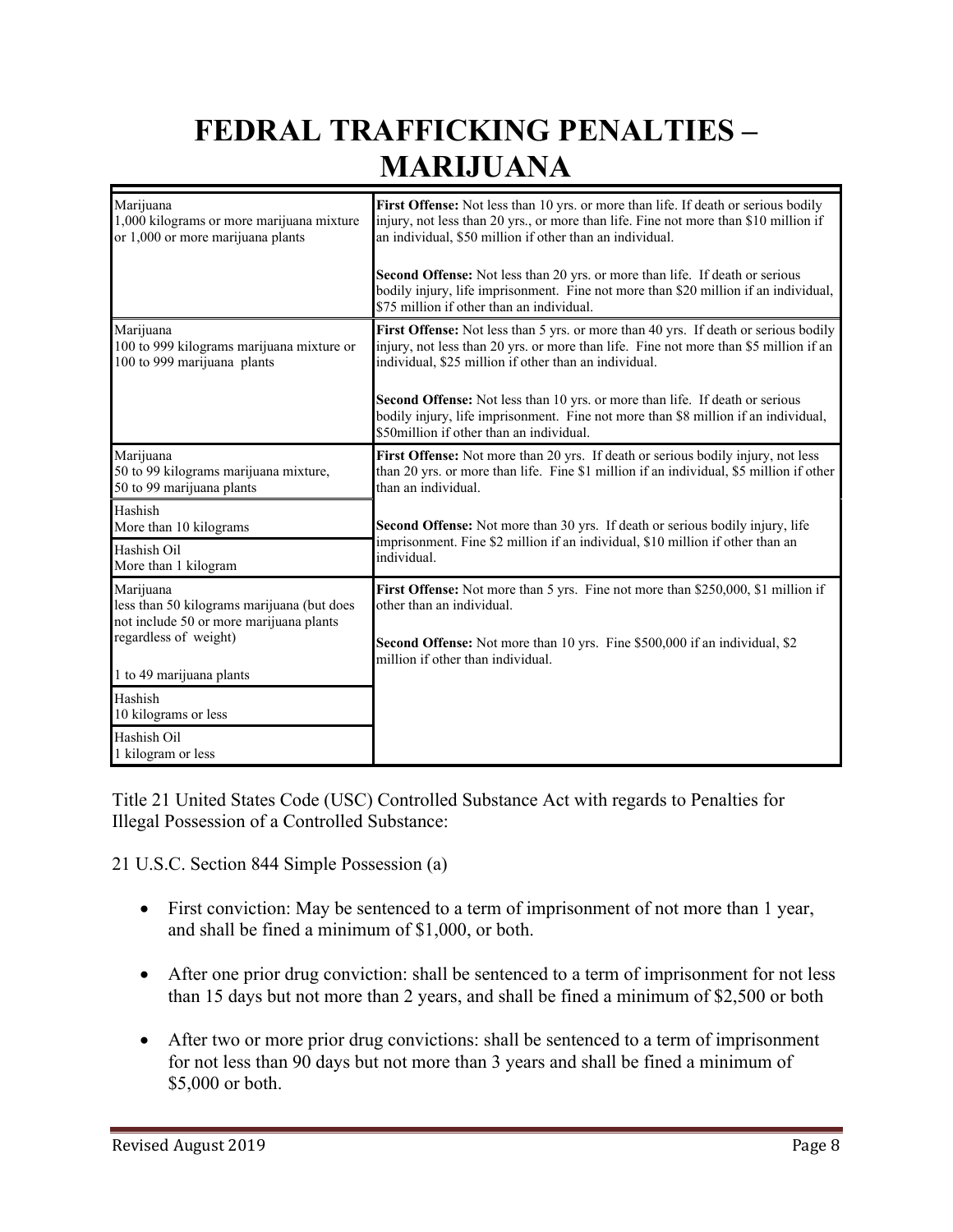# FEDRAL TRAFFICKING PENALTIES – MARIJUANA

| | |
|---|---|
| Marijuana<br>1,000 kilograms or more marijuana mixture or 1,000 or more marijuana plants | **First Offense:** Not less than 10 yrs. or more than life. If death or serious bodily injury, not less than 20 yrs., or more than life. Fine not more than $10 million if an individual, $50 million if other than an individual.<br><br>**Second Offense:** Not less than 20 yrs. or more than life. If death or serious bodily injury, life imprisonment. Fine not more than $20 million if an individual, $75 million if other than an individual. |
| Marijuana<br>100 to 999 kilograms marijuana mixture or 100 to 999 marijuana plants | **First Offense:** Not less than 5 yrs. or more than 40 yrs. If death or serious bodily injury, not less than 20 yrs. or more than life. Fine not more than $5 million if an individual, $25 million if other than an individual.<br><br>**Second Offense:** Not less than 10 yrs. or more than life. If death or serious bodily injury, life imprisonment. Fine not more than $8 million if an individual, $50million if other than an individual. |
| Marijuana<br>50 to 99 kilograms marijuana mixture, 50 to 99 marijuana plants<br><br>Hashish<br>More than 10 kilograms<br><br>Hashish Oil<br>More than 1 kilogram | **First Offense:** Not more than 20 yrs. If death or serious bodily injury, not less than 20 yrs. or more than life. Fine $1 million if an individual, $5 million if other than an individual.<br><br>**Second Offense:** Not more than 30 yrs. If death or serious bodily injury, life imprisonment. Fine $2 million if an individual, $10 million if other than an individual. |
| Marijuana<br>less than 50 kilograms marijuana (but does not include 50 or more marijuana plants regardless of weight)<br><br>1 to 49 marijuana plants<br><br>Hashish<br>10 kilograms or less<br><br>Hashish Oil<br>1 kilogram or less | **First Offense:** Not more than 5 yrs. Fine not more than $250,000, $1 million if other than an individual.<br><br>**Second Offense:** Not more than 10 yrs. Fine $500,000 if an individual, $2 million if other than individual. |

Title 21 United States Code (USC) Controlled Substance Act with regards to Penalties for Illegal Possession of a Controlled Substance:

21 U.S.C. Section 844 Simple Possession (a)

- First conviction: May be sentenced to a term of imprisonment of not more than 1 year, and shall be fined a minimum of $1,000, or both.
- After one prior drug conviction: shall be sentenced to a term of imprisonment for not less than 15 days but not more than 2 years, and shall be fined a minimum of $2,500 or both
- After two or more prior drug convictions: shall be sentenced to a term of imprisonment for not less than 90 days but not more than 3 years and shall be fined a minimum of $5,000 or both.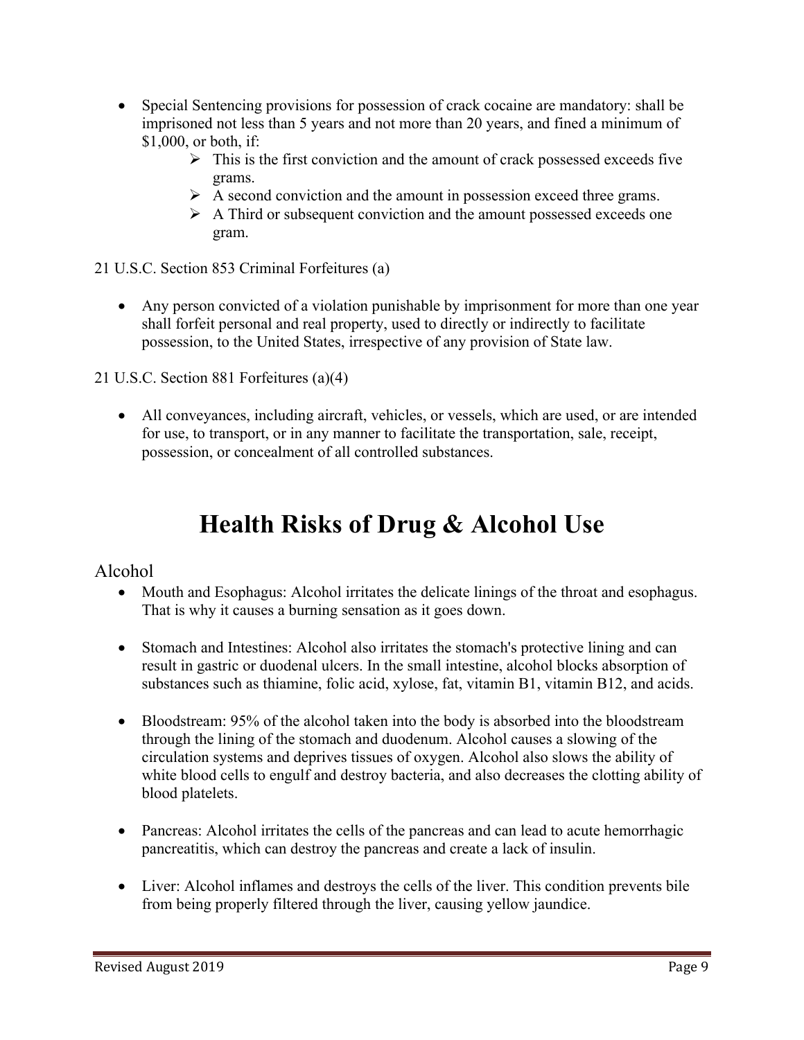- Special Sentencing provisions for possession of crack cocaine are mandatory: shall be imprisoned not less than 5 years and not more than 20 years, and fined a minimum of $1,000, or both, if:
  - This is the first conviction and the amount of crack possessed exceeds five grams.
  - A second conviction and the amount in possession exceed three grams.
  - A Third or subsequent conviction and the amount possessed exceeds one gram.

21 U.S.C. Section 853 Criminal Forfeitures (a)

- Any person convicted of a violation punishable by imprisonment for more than one year shall forfeit personal and real property, used to directly or indirectly to facilitate possession, to the United States, irrespective of any provision of State law.

21 U.S.C. Section 881 Forfeitures (a)(4)

- All conveyances, including aircraft, vehicles, or vessels, which are used, or are intended for use, to transport, or in any manner to facilitate the transportation, sale, receipt, possession, or concealment of all controlled substances.

# Health Risks of Drug & Alcohol Use

## Alcohol

- Mouth and Esophagus: Alcohol irritates the delicate linings of the throat and esophagus. That is why it causes a burning sensation as it goes down.

- Stomach and Intestines: Alcohol also irritates the stomach's protective lining and can result in gastric or duodenal ulcers. In the small intestine, alcohol blocks absorption of substances such as thiamine, folic acid, xylose, fat, vitamin B1, vitamin B12, and acids.

- Bloodstream: 95% of the alcohol taken into the body is absorbed into the bloodstream through the lining of the stomach and duodenum. Alcohol causes a slowing of the circulation systems and deprives tissues of oxygen. Alcohol also slows the ability of white blood cells to engulf and destroy bacteria, and also decreases the clotting ability of blood platelets.

- Pancreas: Alcohol irritates the cells of the pancreas and can lead to acute hemorrhagic pancreatitis, which can destroy the pancreas and create a lack of insulin.

- Liver: Alcohol inflames and destroys the cells of the liver. This condition prevents bile from being properly filtered through the liver, causing yellow jaundice.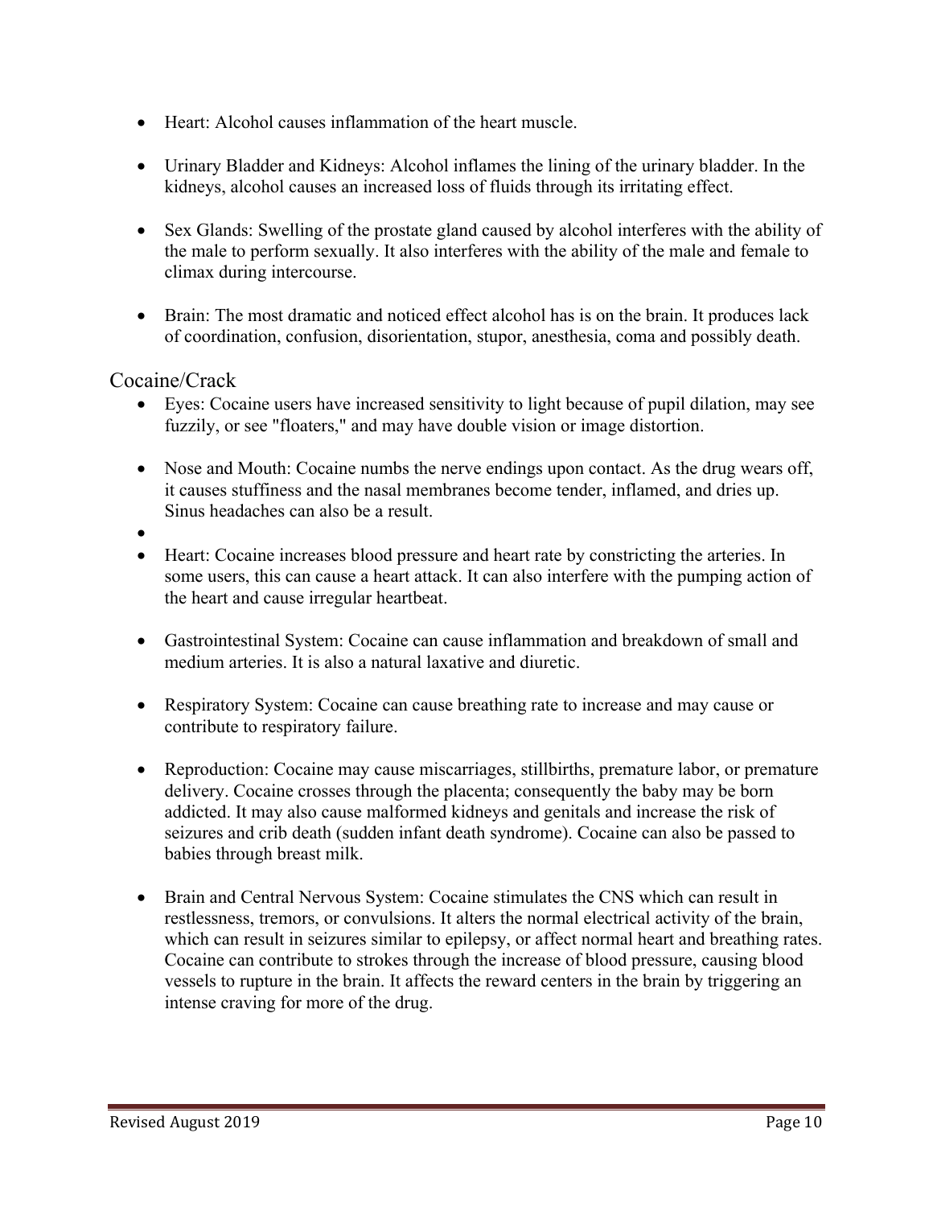- Heart: Alcohol causes inflammation of the heart muscle.

- Urinary Bladder and Kidneys: Alcohol inflames the lining of the urinary bladder. In the kidneys, alcohol causes an increased loss of fluids through its irritating effect.

- Sex Glands: Swelling of the prostate gland caused by alcohol interferes with the ability of the male to perform sexually. It also interferes with the ability of the male and female to climax during intercourse.

- Brain: The most dramatic and noticed effect alcohol has is on the brain. It produces lack of coordination, confusion, disorientation, stupor, anesthesia, coma and possibly death.

## Cocaine/Crack

- Eyes: Cocaine users have increased sensitivity to light because of pupil dilation, may see fuzzily, or see "floaters," and may have double vision or image distortion.

- Nose and Mouth: Cocaine numbs the nerve endings upon contact. As the drug wears off, it causes stuffiness and the nasal membranes become tender, inflamed, and dries up. Sinus headaches can also be a result.

- Heart: Cocaine increases blood pressure and heart rate by constricting the arteries. In some users, this can cause a heart attack. It can also interfere with the pumping action of the heart and cause irregular heartbeat.

- Gastrointestinal System: Cocaine can cause inflammation and breakdown of small and medium arteries. It is also a natural laxative and diuretic.

- Respiratory System: Cocaine can cause breathing rate to increase and may cause or contribute to respiratory failure.

- Reproduction: Cocaine may cause miscarriages, stillbirths, premature labor, or premature delivery. Cocaine crosses through the placenta; consequently the baby may be born addicted. It may also cause malformed kidneys and genitals and increase the risk of seizures and crib death (sudden infant death syndrome). Cocaine can also be passed to babies through breast milk.

- Brain and Central Nervous System: Cocaine stimulates the CNS which can result in restlessness, tremors, or convulsions. It alters the normal electrical activity of the brain, which can result in seizures similar to epilepsy, or affect normal heart and breathing rates. Cocaine can contribute to strokes through the increase of blood pressure, causing blood vessels to rupture in the brain. It affects the reward centers in the brain by triggering an intense craving for more of the drug.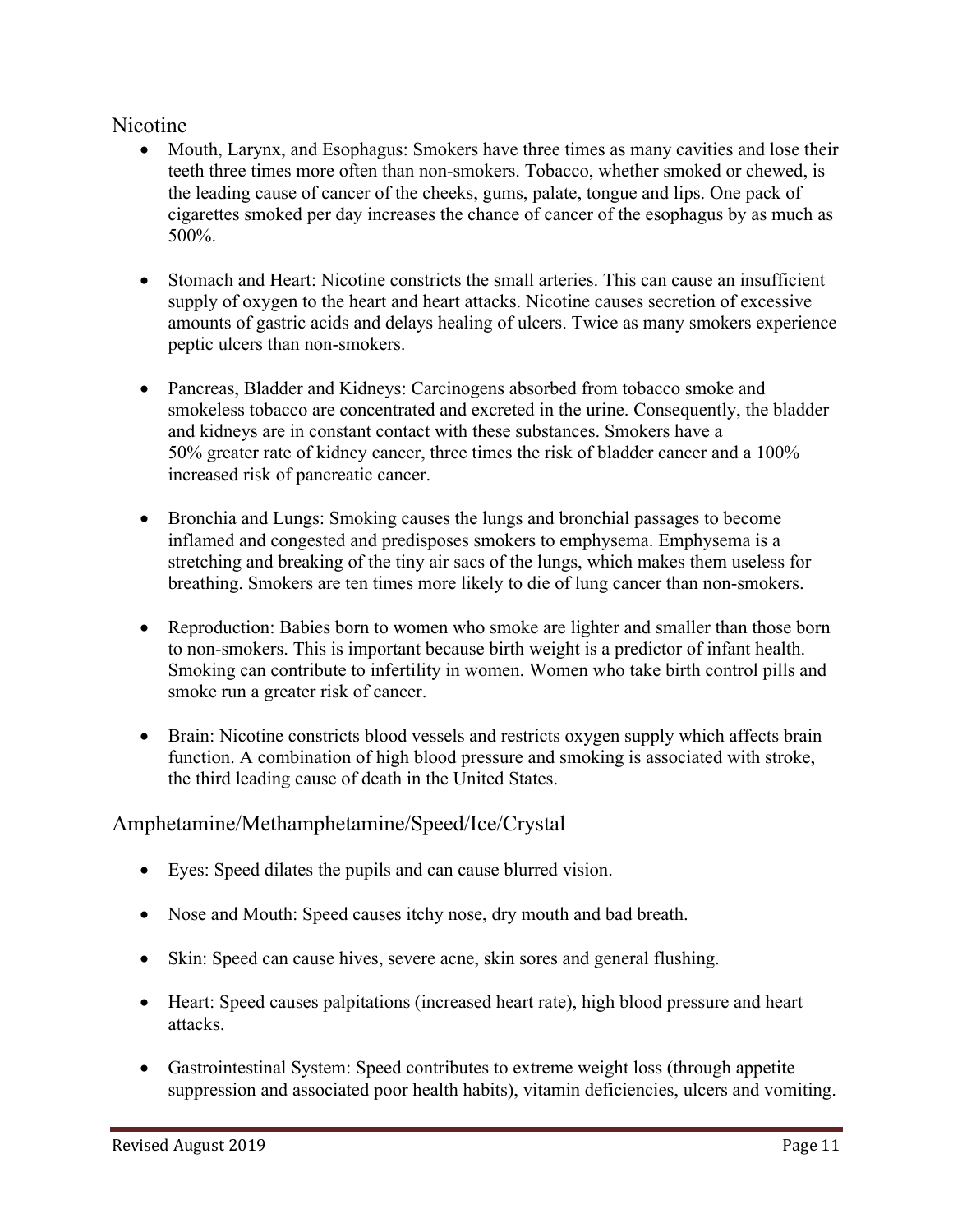## Nicotine

- Mouth, Larynx, and Esophagus: Smokers have three times as many cavities and lose their teeth three times more often than non-smokers. Tobacco, whether smoked or chewed, is the leading cause of cancer of the cheeks, gums, palate, tongue and lips. One pack of cigarettes smoked per day increases the chance of cancer of the esophagus by as much as 500%.

- Stomach and Heart: Nicotine constricts the small arteries. This can cause an insufficient supply of oxygen to the heart and heart attacks. Nicotine causes secretion of excessive amounts of gastric acids and delays healing of ulcers. Twice as many smokers experience peptic ulcers than non-smokers.

- Pancreas, Bladder and Kidneys: Carcinogens absorbed from tobacco smoke and smokeless tobacco are concentrated and excreted in the urine. Consequently, the bladder and kidneys are in constant contact with these substances. Smokers have a 50% greater rate of kidney cancer, three times the risk of bladder cancer and a 100% increased risk of pancreatic cancer.

- Bronchia and Lungs: Smoking causes the lungs and bronchial passages to become inflamed and congested and predisposes smokers to emphysema. Emphysema is a stretching and breaking of the tiny air sacs of the lungs, which makes them useless for breathing. Smokers are ten times more likely to die of lung cancer than non-smokers.

- Reproduction: Babies born to women who smoke are lighter and smaller than those born to non-smokers. This is important because birth weight is a predictor of infant health. Smoking can contribute to infertility in women. Women who take birth control pills and smoke run a greater risk of cancer.

- Brain: Nicotine constricts blood vessels and restricts oxygen supply which affects brain function. A combination of high blood pressure and smoking is associated with stroke, the third leading cause of death in the United States.

## Amphetamine/Methamphetamine/Speed/Ice/Crystal

- Eyes: Speed dilates the pupils and can cause blurred vision.

- Nose and Mouth: Speed causes itchy nose, dry mouth and bad breath.

- Skin: Speed can cause hives, severe acne, skin sores and general flushing.

- Heart: Speed causes palpitations (increased heart rate), high blood pressure and heart attacks.

- Gastrointestinal System: Speed contributes to extreme weight loss (through appetite suppression and associated poor health habits), vitamin deficiencies, ulcers and vomiting.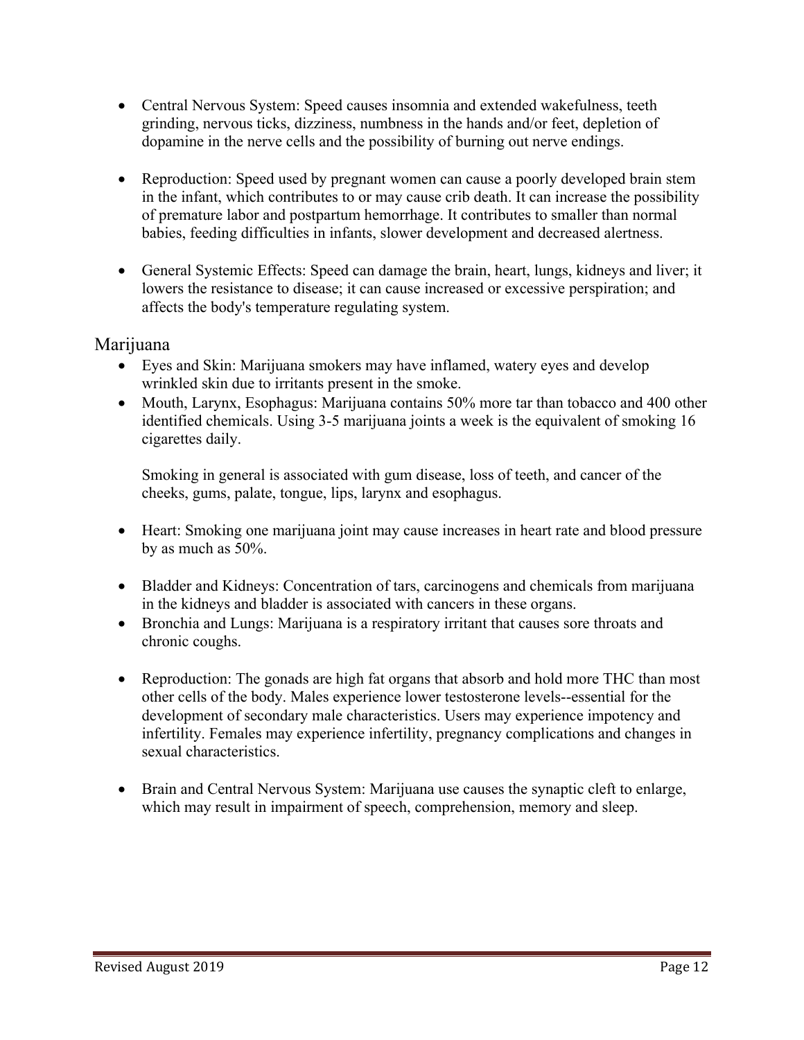- Central Nervous System: Speed causes insomnia and extended wakefulness, teeth grinding, nervous ticks, dizziness, numbness in the hands and/or feet, depletion of dopamine in the nerve cells and the possibility of burning out nerve endings.

- Reproduction: Speed used by pregnant women can cause a poorly developed brain stem in the infant, which contributes to or may cause crib death. It can increase the possibility of premature labor and postpartum hemorrhage. It contributes to smaller than normal babies, feeding difficulties in infants, slower development and decreased alertness.

- General Systemic Effects: Speed can damage the brain, heart, lungs, kidneys and liver; it lowers the resistance to disease; it can cause increased or excessive perspiration; and affects the body's temperature regulating system.

## Marijuana

- Eyes and Skin: Marijuana smokers may have inflamed, watery eyes and develop wrinkled skin due to irritants present in the smoke.
- Mouth, Larynx, Esophagus: Marijuana contains 50% more tar than tobacco and 400 other identified chemicals. Using 3-5 marijuana joints a week is the equivalent of smoking 16 cigarettes daily.

  Smoking in general is associated with gum disease, loss of teeth, and cancer of the cheeks, gums, palate, tongue, lips, larynx and esophagus.

- Heart: Smoking one marijuana joint may cause increases in heart rate and blood pressure by as much as 50%.

- Bladder and Kidneys: Concentration of tars, carcinogens and chemicals from marijuana in the kidneys and bladder is associated with cancers in these organs.
- Bronchia and Lungs: Marijuana is a respiratory irritant that causes sore throats and chronic coughs.

- Reproduction: The gonads are high fat organs that absorb and hold more THC than most other cells of the body. Males experience lower testosterone levels--essential for the development of secondary male characteristics. Users may experience impotency and infertility. Females may experience infertility, pregnancy complications and changes in sexual characteristics.

- Brain and Central Nervous System: Marijuana use causes the synaptic cleft to enlarge, which may result in impairment of speech, comprehension, memory and sleep.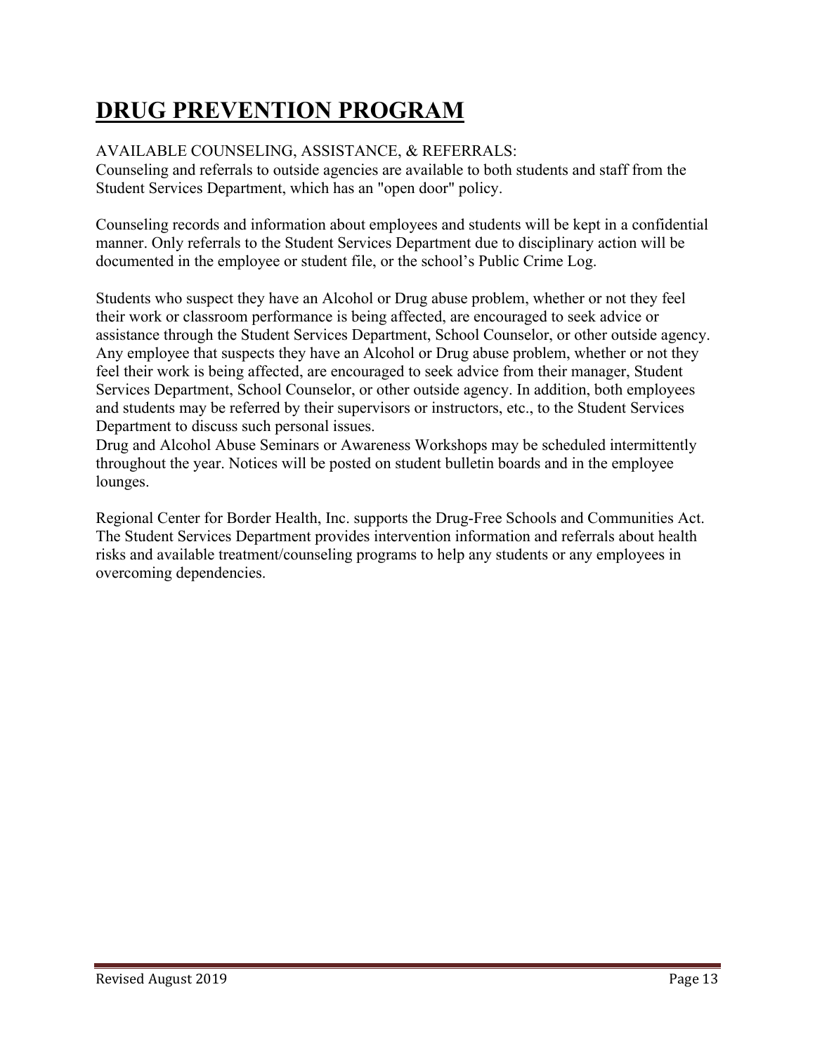# DRUG PREVENTION PROGRAM

AVAILABLE COUNSELING, ASSISTANCE, & REFERRALS:
Counseling and referrals to outside agencies are available to both students and staff from the Student Services Department, which has an "open door" policy.

Counseling records and information about employees and students will be kept in a confidential manner. Only referrals to the Student Services Department due to disciplinary action will be documented in the employee or student file, or the school's Public Crime Log.

Students who suspect they have an Alcohol or Drug abuse problem, whether or not they feel their work or classroom performance is being affected, are encouraged to seek advice or assistance through the Student Services Department, School Counselor, or other outside agency. Any employee that suspects they have an Alcohol or Drug abuse problem, whether or not they feel their work is being affected, are encouraged to seek advice from their manager, Student Services Department, School Counselor, or other outside agency. In addition, both employees and students may be referred by their supervisors or instructors, etc., to the Student Services Department to discuss such personal issues.
Drug and Alcohol Abuse Seminars or Awareness Workshops may be scheduled intermittently throughout the year. Notices will be posted on student bulletin boards and in the employee lounges.

Regional Center for Border Health, Inc. supports the Drug-Free Schools and Communities Act. The Student Services Department provides intervention information and referrals about health risks and available treatment/counseling programs to help any students or any employees in overcoming dependencies.